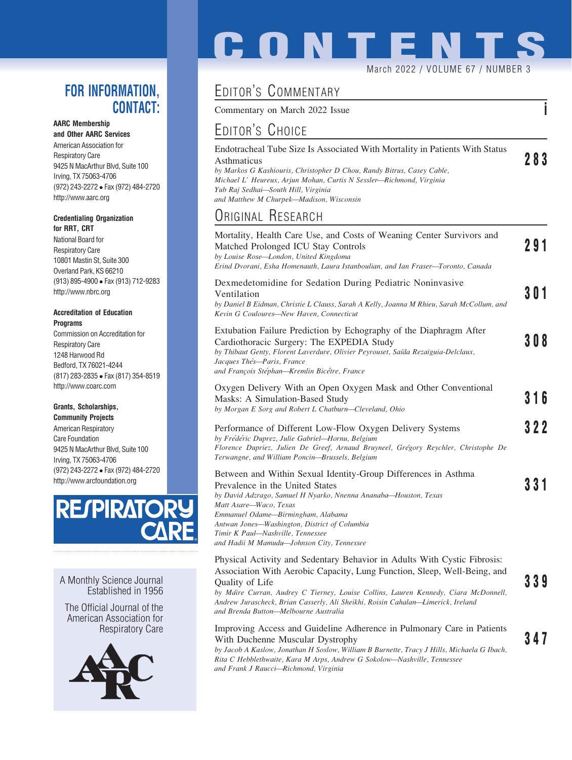# CONTENTS

March 2022 / VOLUME 67 / NUMBER 3

## FOR INFORMATION, CONTACT:

**AARC Membership and Other AARC Services**
American Association for Respiratory Care
9425 N MacArthur Blvd, Suite 100
Irving, TX 75063-4706
(972) 243-2272 • Fax (972) 484-2720
http://www.aarc.org

**Credentialing Organization for RRT, CRT**
National Board for Respiratory Care
10801 Mastin St, Suite 300
Overland Park, KS 66210
(913) 895-4900 • Fax (913) 712-9283
http://www.nbrc.org

**Accreditation of Education Programs**
Commission on Accreditation for Respiratory Care
1248 Harwood Rd
Bedford, TX 76021-4244
(817) 283-2835 • Fax (817) 354-8519
http://www.coarc.com

**Grants, Scholarships, Community Projects**
American Respiratory Care Foundation
9425 N MacArthur Blvd, Suite 100
Irving, TX 75063-4706
(972) 243-2272 • Fax (972) 484-2720
http://www.arcfoundation.org

RESPIRATORY CARE

A Monthly Science Journal Established in 1956

The Official Journal of the American Association for Respiratory Care

## EDITOR'S COMMENTARY

Commentary on March 2022 Issue — **i**

## EDITOR'S CHOICE

Endotracheal Tube Size Is Associated With Mortality in Patients With Status Asthmaticus — **283**
*by Markos G Kashiouris, Christopher D Chou, Randy Bitrus, Casey Cable, Michael L' Heureux, Arjun Mohan, Curtis N Sessler—Richmond, Virginia*
*Yub Raj Sedhai—South Hill, Virginia*
*and Matthew M Churpek—Madison, Wisconsin*

## ORIGINAL RESEARCH

Mortality, Health Care Use, and Costs of Weaning Center Survivors and Matched Prolonged ICU Stay Controls — **291**
*by Louise Rose—London, United Kingdom*
*Erind Dvorani, Esha Homenauth, Laura Istanboulian, and Ian Fraser—Toronto, Canada*

Dexmedetomidine for Sedation During Pediatric Noninvasive Ventilation — **301**
*by Daniel B Eidman, Christie L Clauss, Sarah A Kelly, Joanna M Rhieu, Sarah McCollum, and Kevin G Couloures—New Haven, Connecticut*

Extubation Failure Prediction by Echography of the Diaphragm After Cardiothoracic Surgery: The EXPEDIA Study — **308**
*by Thibaut Genty, Florent Laverdure, Olivier Peyrouset, Saïda Rezaiguia-Delclaux, Jacques Thès—Paris, France*
*and François Stéphan—Kremlin Bicêtre, France*

Oxygen Delivery With an Open Oxygen Mask and Other Conventional Masks: A Simulation-Based Study — **316**
*by Morgan E Sorg and Robert L Chatburn—Cleveland, Ohio*

Performance of Different Low-Flow Oxygen Delivery Systems — **322**
*by Frédéric Duprez, Julie Gabriel—Hornu, Belgium*
*Florence Dupriez, Julien De Greef, Arnaud Bruyneel, Grégory Reychler, Christophe De Terwangne, and William Poncin—Brussels, Belgium*

Between and Within Sexual Identity-Group Differences in Asthma Prevalence in the United States — **331**
*by David Adzrago, Samuel H Nyarko, Nnenna Ananaba—Houston, Texas*
*Matt Asare—Waco, Texas*
*Emmanuel Odame—Birmingham, Alabama*
*Antwan Jones—Washington, District of Columbia*
*Timir K Paul—Nashville, Tennessee*
*and Hadii M Mamudu—Johnson City, Tennessee*

Physical Activity and Sedentary Behavior in Adults With Cystic Fibrosis: Association With Aerobic Capacity, Lung Function, Sleep, Well-Being, and Quality of Life — **339**
*by Máire Curran, Audrey C Tierney, Louise Collins, Lauren Kennedy, Ciara McDonnell, Andrew Jurascheck, Brian Casserly, Ali Sheikhi, Roisin Cahalan—Limerick, Ireland*
*and Brenda Button—Melbourne Australia*

Improving Access and Guideline Adherence in Pulmonary Care in Patients With Duchenne Muscular Dystrophy — **347**
*by Jacob A Kaslow, Jonathan H Soslow, William B Burnette, Tracy J Hills, Michaela G Ibach, Rita C Hebblethwaite, Kara M Arps, Andrew G Sokolow—Nashville, Tennessee*
*and Frank J Raucci—Richmond, Virginia*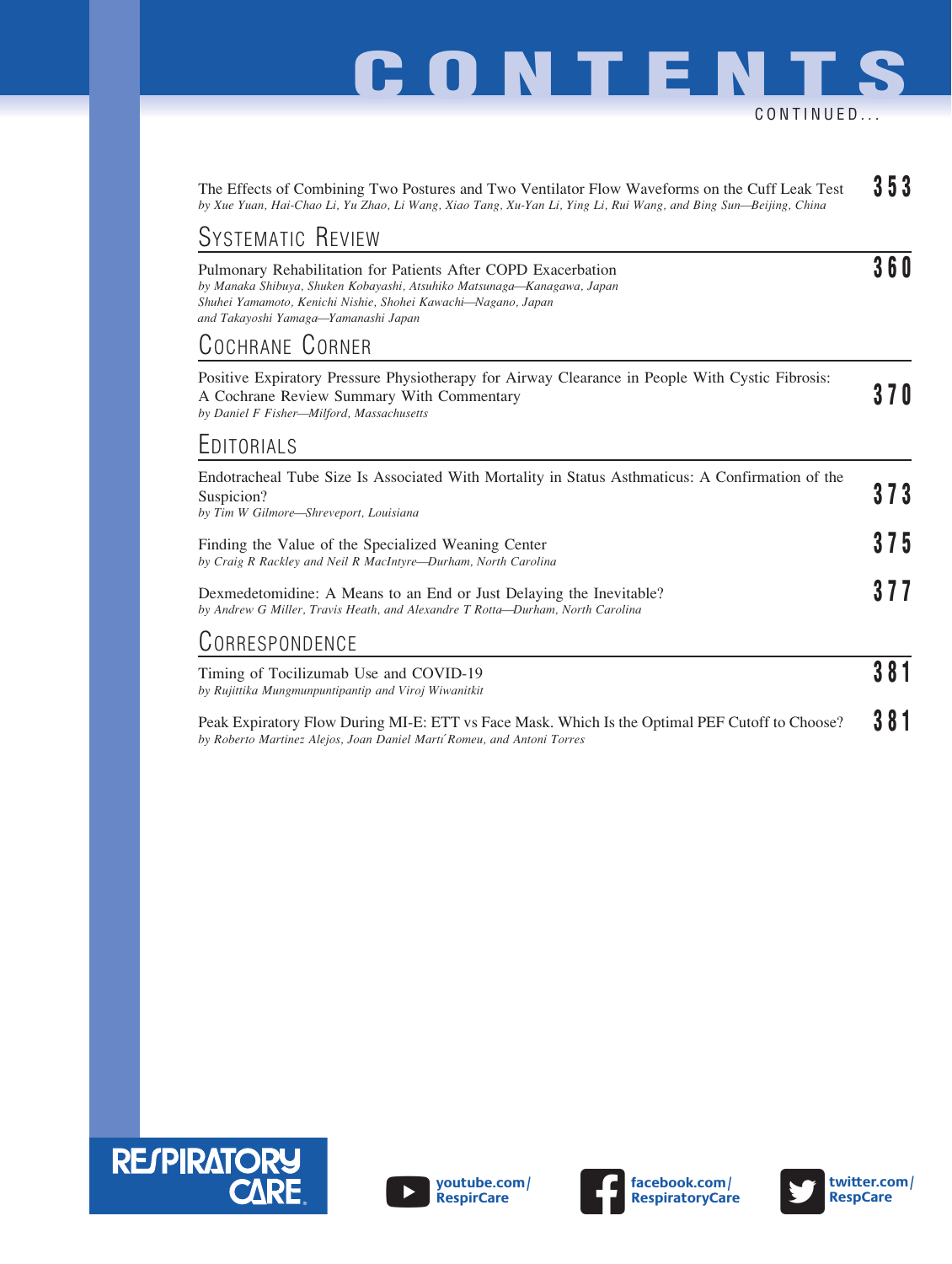# CONTENTS

CONTINUED...

The Effects of Combining Two Postures and Two Ventilator Flow Waveforms on the Cuff Leak Test — **353**
*by Xue Yuan, Hai-Chao Li, Yu Zhao, Li Wang, Xiao Tang, Xu-Yan Li, Ying Li, Rui Wang, and Bing Sun—Beijing, China*

## Systematic Review

Pulmonary Rehabilitation for Patients After COPD Exacerbation — **360**
*by Manaka Shibuya, Shuken Kobayashi, Atsuhiko Matsunaga—Kanagawa, Japan*
*Shuhei Yamamoto, Kenichi Nishie, Shohei Kawachi—Nagano, Japan*
*and Takayoshi Yamaga—Yamanashi Japan*

## Cochrane Corner

Positive Expiratory Pressure Physiotherapy for Airway Clearance in People With Cystic Fibrosis: A Cochrane Review Summary With Commentary — **370**
*by Daniel F Fisher—Milford, Massachusetts*

## Editorials

Endotracheal Tube Size Is Associated With Mortality in Status Asthmaticus: A Confirmation of the Suspicion? — **373**
*by Tim W Gilmore—Shreveport, Louisiana*

Finding the Value of the Specialized Weaning Center — **375**
*by Craig R Rackley and Neil R MacIntyre—Durham, North Carolina*

Dexmedetomidine: A Means to an End or Just Delaying the Inevitable? — **377**
*by Andrew G Miller, Travis Heath, and Alexandre T Rotta—Durham, North Carolina*

## Correspondence

Timing of Tocilizumab Use and COVID-19 — **381**
*by Rujittika Mungmunpuntipantip and Viroj Wiwanitkit*

Peak Expiratory Flow During MI-E: ETT vs Face Mask. Which Is the Optimal PEF Cutoff to Choose? — **381**
*by Roberto Martinez Alejos, Joan Daniel Martí Romeu, and Antoni Torres*

RESPIRATORY CARE

youtube.com/RespirCare

facebook.com/RespiratoryCare

twitter.com/RespCare